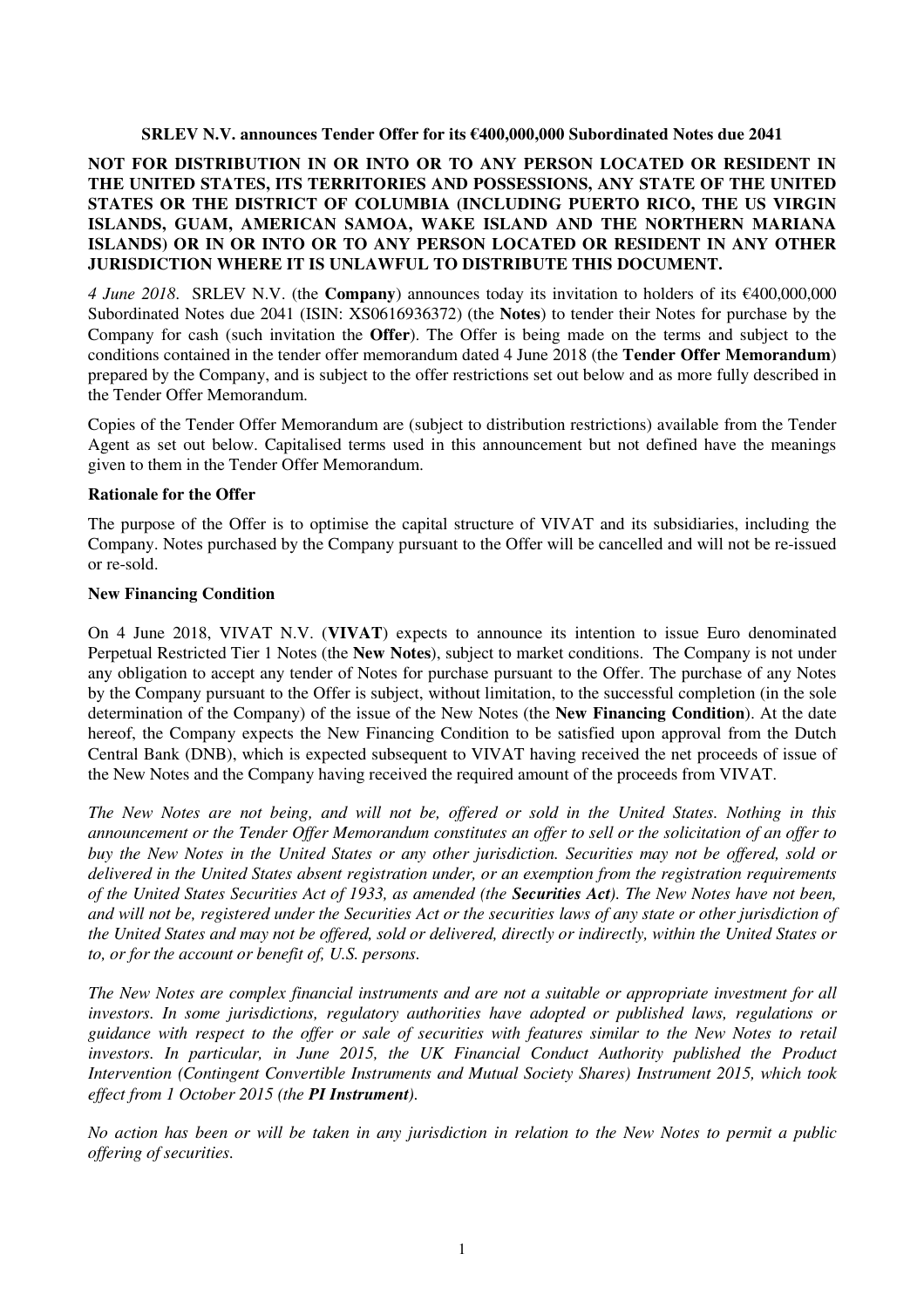**SRLEV N.V. announces Tender Offer for its €400,000,000 Subordinated Notes due 2041**

**NOT FOR DISTRIBUTION IN OR INTO OR TO ANY PERSON LOCATED OR RESIDENT IN THE UNITED STATES, ITS TERRITORIES AND POSSESSIONS, ANY STATE OF THE UNITED STATES OR THE DISTRICT OF COLUMBIA (INCLUDING PUERTO RICO, THE US VIRGIN ISLANDS, GUAM, AMERICAN SAMOA, WAKE ISLAND AND THE NORTHERN MARIANA ISLANDS) OR IN OR INTO OR TO ANY PERSON LOCATED OR RESIDENT IN ANY OTHER JURISDICTION WHERE IT IS UNLAWFUL TO DISTRIBUTE THIS DOCUMENT.**

*4 June 2018*. SRLEV N.V. (the **Company**) announces today its invitation to holders of its €400,000,000 Subordinated Notes due 2041 (ISIN: XS0616936372) (the **Notes**) to tender their Notes for purchase by the Company for cash (such invitation the **Offer**). The Offer is being made on the terms and subject to the conditions contained in the tender offer memorandum dated 4 June 2018 (the **Tender Offer Memorandum**) prepared by the Company, and is subject to the offer restrictions set out below and as more fully described in the Tender Offer Memorandum.

Copies of the Tender Offer Memorandum are (subject to distribution restrictions) available from the Tender Agent as set out below. Capitalised terms used in this announcement but not defined have the meanings given to them in the Tender Offer Memorandum.

**Rationale for the Offer**

The purpose of the Offer is to optimise the capital structure of VIVAT and its subsidiaries, including the Company. Notes purchased by the Company pursuant to the Offer will be cancelled and will not be re-issued or re-sold.

**New Financing Condition**

On 4 June 2018, VIVAT N.V. (**VIVAT**) expects to announce its intention to issue Euro denominated Perpetual Restricted Tier 1 Notes (the **New Notes**), subject to market conditions. The Company is not under any obligation to accept any tender of Notes for purchase pursuant to the Offer. The purchase of any Notes by the Company pursuant to the Offer is subject, without limitation, to the successful completion (in the sole determination of the Company) of the issue of the New Notes (the **New Financing Condition**). At the date hereof, the Company expects the New Financing Condition to be satisfied upon approval from the Dutch Central Bank (DNB), which is expected subsequent to VIVAT having received the net proceeds of issue of the New Notes and the Company having received the required amount of the proceeds from VIVAT.

*The New Notes are not being, and will not be, offered or sold in the United States. Nothing in this announcement or the Tender Offer Memorandum constitutes an offer to sell or the solicitation of an offer to buy the New Notes in the United States or any other jurisdiction. Securities may not be offered, sold or delivered in the United States absent registration under, or an exemption from the registration requirements of the United States Securities Act of 1933, as amended (the **Securities Act**). The New Notes have not been, and will not be, registered under the Securities Act or the securities laws of any state or other jurisdiction of the United States and may not be offered, sold or delivered, directly or indirectly, within the United States or to, or for the account or benefit of, U.S. persons.*

*The New Notes are complex financial instruments and are not a suitable or appropriate investment for all investors. In some jurisdictions, regulatory authorities have adopted or published laws, regulations or guidance with respect to the offer or sale of securities with features similar to the New Notes to retail investors. In particular, in June 2015, the UK Financial Conduct Authority published the Product Intervention (Contingent Convertible Instruments and Mutual Society Shares) Instrument 2015, which took effect from 1 October 2015 (the **PI Instrument**).*

*No action has been or will be taken in any jurisdiction in relation to the New Notes to permit a public offering of securities.*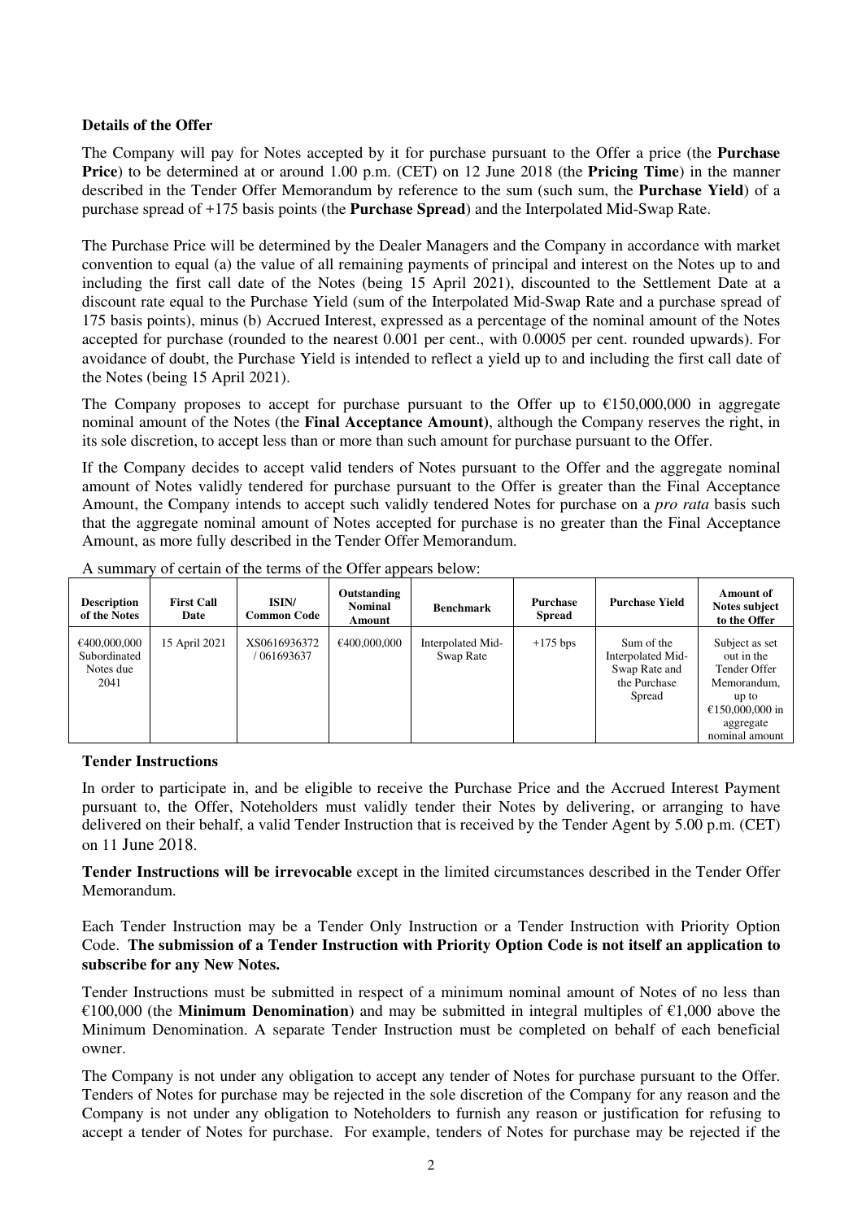**Details of the Offer**

The Company will pay for Notes accepted by it for purchase pursuant to the Offer a price (the **Purchase Price**) to be determined at or around 1.00 p.m. (CET) on 12 June 2018 (the **Pricing Time**) in the manner described in the Tender Offer Memorandum by reference to the sum (such sum, the **Purchase Yield**) of a purchase spread of +175 basis points (the **Purchase Spread**) and the Interpolated Mid-Swap Rate.

The Purchase Price will be determined by the Dealer Managers and the Company in accordance with market convention to equal (a) the value of all remaining payments of principal and interest on the Notes up to and including the first call date of the Notes (being 15 April 2021), discounted to the Settlement Date at a discount rate equal to the Purchase Yield (sum of the Interpolated Mid-Swap Rate and a purchase spread of 175 basis points), minus (b) Accrued Interest, expressed as a percentage of the nominal amount of the Notes accepted for purchase (rounded to the nearest 0.001 per cent., with 0.0005 per cent. rounded upwards). For avoidance of doubt, the Purchase Yield is intended to reflect a yield up to and including the first call date of the Notes (being 15 April 2021).

The Company proposes to accept for purchase pursuant to the Offer up to €150,000,000 in aggregate nominal amount of the Notes (the **Final Acceptance Amount**), although the Company reserves the right, in its sole discretion, to accept less than or more than such amount for purchase pursuant to the Offer.

If the Company decides to accept valid tenders of Notes pursuant to the Offer and the aggregate nominal amount of Notes validly tendered for purchase pursuant to the Offer is greater than the Final Acceptance Amount, the Company intends to accept such validly tendered Notes for purchase on a *pro rata* basis such that the aggregate nominal amount of Notes accepted for purchase is no greater than the Final Acceptance Amount, as more fully described in the Tender Offer Memorandum.

A summary of certain of the terms of the Offer appears below:

| Description of the Notes | First Call Date | ISIN/ Common Code | Outstanding Nominal Amount | Benchmark | Purchase Spread | Purchase Yield | Amount of Notes subject to the Offer |
|---|---|---|---|---|---|---|---|
| €400,000,000 Subordinated Notes due 2041 | 15 April 2021 | XS0616936372 / 061693637 | €400,000,000 | Interpolated Mid-Swap Rate | +175 bps | Sum of the Interpolated Mid-Swap Rate and the Purchase Spread | Subject as set out in the Tender Offer Memorandum, up to €150,000,000 in aggregate nominal amount |

**Tender Instructions**

In order to participate in, and be eligible to receive the Purchase Price and the Accrued Interest Payment pursuant to, the Offer, Noteholders must validly tender their Notes by delivering, or arranging to have delivered on their behalf, a valid Tender Instruction that is received by the Tender Agent by 5.00 p.m. (CET) on 11 June 2018.

**Tender Instructions will be irrevocable** except in the limited circumstances described in the Tender Offer Memorandum.

Each Tender Instruction may be a Tender Only Instruction or a Tender Instruction with Priority Option Code. **The submission of a Tender Instruction with Priority Option Code is not itself an application to subscribe for any New Notes.**

Tender Instructions must be submitted in respect of a minimum nominal amount of Notes of no less than €100,000 (the **Minimum Denomination**) and may be submitted in integral multiples of €1,000 above the Minimum Denomination. A separate Tender Instruction must be completed on behalf of each beneficial owner.

The Company is not under any obligation to accept any tender of Notes for purchase pursuant to the Offer. Tenders of Notes for purchase may be rejected in the sole discretion of the Company for any reason and the Company is not under any obligation to Noteholders to furnish any reason or justification for refusing to accept a tender of Notes for purchase. For example, tenders of Notes for purchase may be rejected if the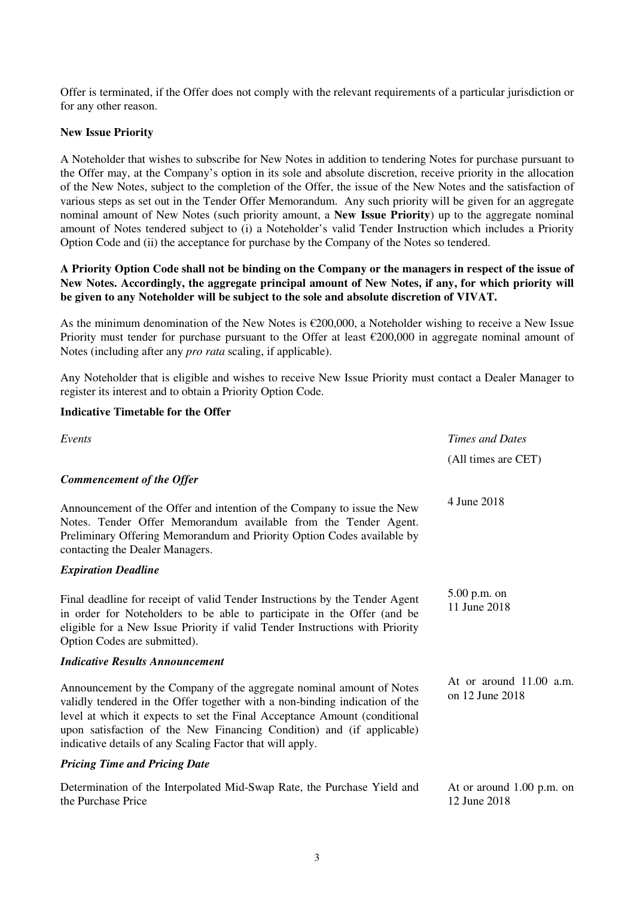Offer is terminated, if the Offer does not comply with the relevant requirements of a particular jurisdiction or for any other reason.

**New Issue Priority**

A Noteholder that wishes to subscribe for New Notes in addition to tendering Notes for purchase pursuant to the Offer may, at the Company's option in its sole and absolute discretion, receive priority in the allocation of the New Notes, subject to the completion of the Offer, the issue of the New Notes and the satisfaction of various steps as set out in the Tender Offer Memorandum. Any such priority will be given for an aggregate nominal amount of New Notes (such priority amount, a **New Issue Priority**) up to the aggregate nominal amount of Notes tendered subject to (i) a Noteholder's valid Tender Instruction which includes a Priority Option Code and (ii) the acceptance for purchase by the Company of the Notes so tendered.

**A Priority Option Code shall not be binding on the Company or the managers in respect of the issue of New Notes. Accordingly, the aggregate principal amount of New Notes, if any, for which priority will be given to any Noteholder will be subject to the sole and absolute discretion of VIVAT.**

As the minimum denomination of the New Notes is €200,000, a Noteholder wishing to receive a New Issue Priority must tender for purchase pursuant to the Offer at least €200,000 in aggregate nominal amount of Notes (including after any *pro rata* scaling, if applicable).

Any Noteholder that is eligible and wishes to receive New Issue Priority must contact a Dealer Manager to register its interest and to obtain a Priority Option Code.

**Indicative Timetable for the Offer**

| *Events* | *Times and Dates* (All times are CET) |
|---|---|
| ***Commencement of the Offer*** | |
| Announcement of the Offer and intention of the Company to issue the New Notes. Tender Offer Memorandum available from the Tender Agent. Preliminary Offering Memorandum and Priority Option Codes available by contacting the Dealer Managers. | 4 June 2018 |
| ***Expiration Deadline*** | |
| Final deadline for receipt of valid Tender Instructions by the Tender Agent in order for Noteholders to be able to participate in the Offer (and be eligible for a New Issue Priority if valid Tender Instructions with Priority Option Codes are submitted). | 5.00 p.m. on 11 June 2018 |
| ***Indicative Results Announcement*** | |
| Announcement by the Company of the aggregate nominal amount of Notes validly tendered in the Offer together with a non-binding indication of the level at which it expects to set the Final Acceptance Amount (conditional upon satisfaction of the New Financing Condition) and (if applicable) indicative details of any Scaling Factor that will apply. | At or around 11.00 a.m. on 12 June 2018 |
| ***Pricing Time and Pricing Date*** | |
| Determination of the Interpolated Mid-Swap Rate, the Purchase Yield and the Purchase Price | At or around 1.00 p.m. on 12 June 2018 |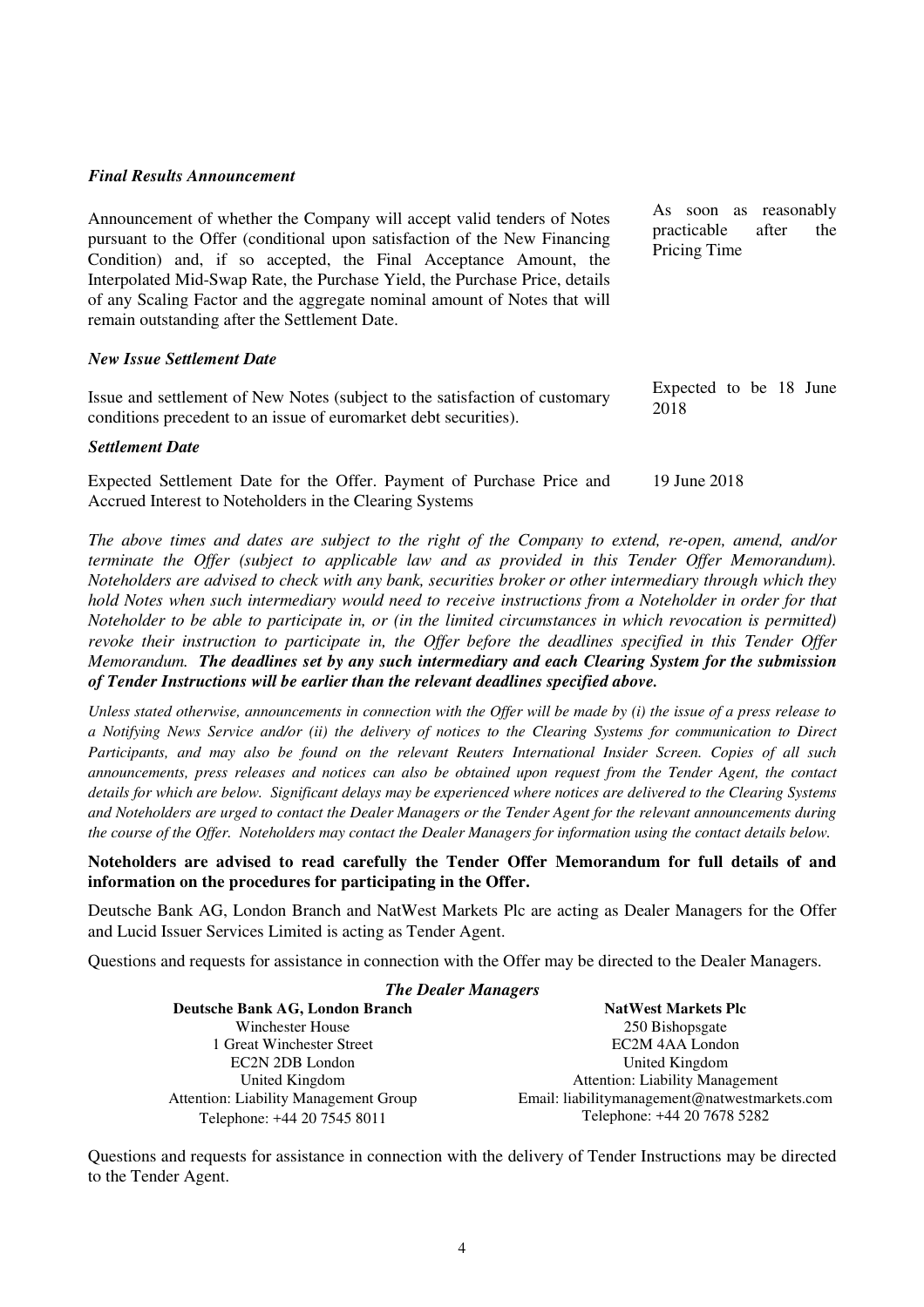***Final Results Announcement***

| | |
|---|---|
| Announcement of whether the Company will accept valid tenders of Notes pursuant to the Offer (conditional upon satisfaction of the New Financing Condition) and, if so accepted, the Final Acceptance Amount, the Interpolated Mid-Swap Rate, the Purchase Yield, the Purchase Price, details of any Scaling Factor and the aggregate nominal amount of Notes that will remain outstanding after the Settlement Date. | As soon as reasonably practicable after the Pricing Time |

***New Issue Settlement Date***

| | |
|---|---|
| Issue and settlement of New Notes (subject to the satisfaction of customary conditions precedent to an issue of euromarket debt securities). | Expected to be 18 June 2018 |

***Settlement Date***

| | |
|---|---|
| Expected Settlement Date for the Offer. Payment of Purchase Price and Accrued Interest to Noteholders in the Clearing Systems | 19 June 2018 |

*The above times and dates are subject to the right of the Company to extend, re-open, amend, and/or terminate the Offer (subject to applicable law and as provided in this Tender Offer Memorandum). Noteholders are advised to check with any bank, securities broker or other intermediary through which they hold Notes when such intermediary would need to receive instructions from a Noteholder in order for that Noteholder to be able to participate in, or (in the limited circumstances in which revocation is permitted) revoke their instruction to participate in, the Offer before the deadlines specified in this Tender Offer Memorandum.* ***The deadlines set by any such intermediary and each Clearing System for the submission of Tender Instructions will be earlier than the relevant deadlines specified above.***

*Unless stated otherwise, announcements in connection with the Offer will be made by (i) the issue of a press release to a Notifying News Service and/or (ii) the delivery of notices to the Clearing Systems for communication to Direct Participants, and may also be found on the relevant Reuters International Insider Screen. Copies of all such announcements, press releases and notices can also be obtained upon request from the Tender Agent, the contact details for which are below. Significant delays may be experienced where notices are delivered to the Clearing Systems and Noteholders are urged to contact the Dealer Managers or the Tender Agent for the relevant announcements during the course of the Offer. Noteholders may contact the Dealer Managers for information using the contact details below.*

**Noteholders are advised to read carefully the Tender Offer Memorandum for full details of and information on the procedures for participating in the Offer.**

Deutsche Bank AG, London Branch and NatWest Markets Plc are acting as Dealer Managers for the Offer and Lucid Issuer Services Limited is acting as Tender Agent.

Questions and requests for assistance in connection with the Offer may be directed to the Dealer Managers.

***The Dealer Managers***

**Deutsche Bank AG, London Branch**
Winchester House
1 Great Winchester Street
EC2N 2DB London
United Kingdom
Attention: Liability Management Group
Telephone: +44 20 7545 8011

**NatWest Markets Plc**
250 Bishopsgate
EC2M 4AA London
United Kingdom
Attention: Liability Management
Email: liabilitymanagement@natwestmarkets.com
Telephone: +44 20 7678 5282

Questions and requests for assistance in connection with the delivery of Tender Instructions may be directed to the Tender Agent.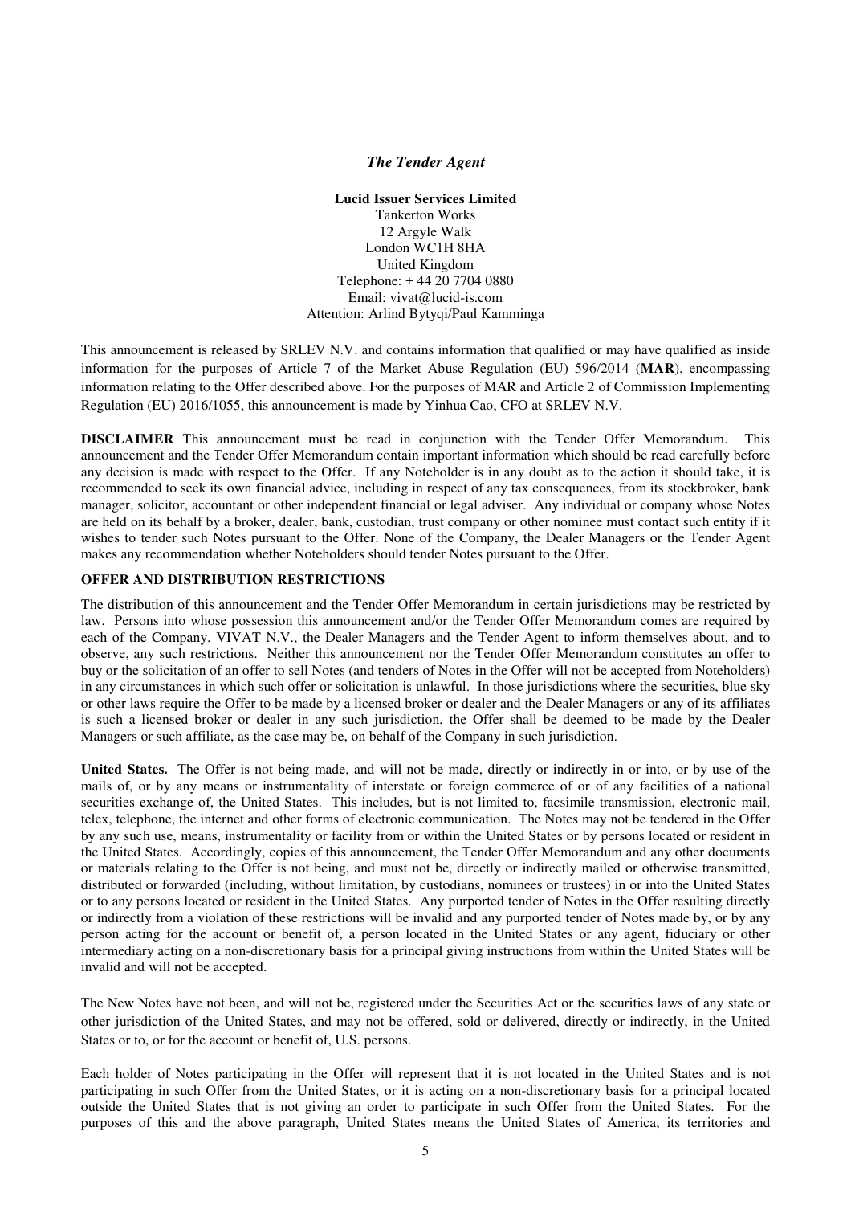*The Tender Agent*

**Lucid Issuer Services Limited**
Tankerton Works
12 Argyle Walk
London WC1H 8HA
United Kingdom
Telephone: + 44 20 7704 0880
Email: vivat@lucid-is.com
Attention: Arlind Bytyqi/Paul Kamminga

This announcement is released by SRLEV N.V. and contains information that qualified or may have qualified as inside information for the purposes of Article 7 of the Market Abuse Regulation (EU) 596/2014 (**MAR**), encompassing information relating to the Offer described above. For the purposes of MAR and Article 2 of Commission Implementing Regulation (EU) 2016/1055, this announcement is made by Yinhua Cao, CFO at SRLEV N.V.

**DISCLAIMER** This announcement must be read in conjunction with the Tender Offer Memorandum. This announcement and the Tender Offer Memorandum contain important information which should be read carefully before any decision is made with respect to the Offer. If any Noteholder is in any doubt as to the action it should take, it is recommended to seek its own financial advice, including in respect of any tax consequences, from its stockbroker, bank manager, solicitor, accountant or other independent financial or legal adviser. Any individual or company whose Notes are held on its behalf by a broker, dealer, bank, custodian, trust company or other nominee must contact such entity if it wishes to tender such Notes pursuant to the Offer. None of the Company, the Dealer Managers or the Tender Agent makes any recommendation whether Noteholders should tender Notes pursuant to the Offer.

**OFFER AND DISTRIBUTION RESTRICTIONS**

The distribution of this announcement and the Tender Offer Memorandum in certain jurisdictions may be restricted by law. Persons into whose possession this announcement and/or the Tender Offer Memorandum comes are required by each of the Company, VIVAT N.V., the Dealer Managers and the Tender Agent to inform themselves about, and to observe, any such restrictions. Neither this announcement nor the Tender Offer Memorandum constitutes an offer to buy or the solicitation of an offer to sell Notes (and tenders of Notes in the Offer will not be accepted from Noteholders) in any circumstances in which such offer or solicitation is unlawful. In those jurisdictions where the securities, blue sky or other laws require the Offer to be made by a licensed broker or dealer and the Dealer Managers or any of its affiliates is such a licensed broker or dealer in any such jurisdiction, the Offer shall be deemed to be made by the Dealer Managers or such affiliate, as the case may be, on behalf of the Company in such jurisdiction.

**United States.** The Offer is not being made, and will not be made, directly or indirectly in or into, or by use of the mails of, or by any means or instrumentality of interstate or foreign commerce of or of any facilities of a national securities exchange of, the United States. This includes, but is not limited to, facsimile transmission, electronic mail, telex, telephone, the internet and other forms of electronic communication. The Notes may not be tendered in the Offer by any such use, means, instrumentality or facility from or within the United States or by persons located or resident in the United States. Accordingly, copies of this announcement, the Tender Offer Memorandum and any other documents or materials relating to the Offer is not being, and must not be, directly or indirectly mailed or otherwise transmitted, distributed or forwarded (including, without limitation, by custodians, nominees or trustees) in or into the United States or to any persons located or resident in the United States. Any purported tender of Notes in the Offer resulting directly or indirectly from a violation of these restrictions will be invalid and any purported tender of Notes made by, or by any person acting for the account or benefit of, a person located in the United States or any agent, fiduciary or other intermediary acting on a non-discretionary basis for a principal giving instructions from within the United States will be invalid and will not be accepted.

The New Notes have not been, and will not be, registered under the Securities Act or the securities laws of any state or other jurisdiction of the United States, and may not be offered, sold or delivered, directly or indirectly, in the United States or to, or for the account or benefit of, U.S. persons.

Each holder of Notes participating in the Offer will represent that it is not located in the United States and is not participating in such Offer from the United States, or it is acting on a non-discretionary basis for a principal located outside the United States that is not giving an order to participate in such Offer from the United States. For the purposes of this and the above paragraph, United States means the United States of America, its territories and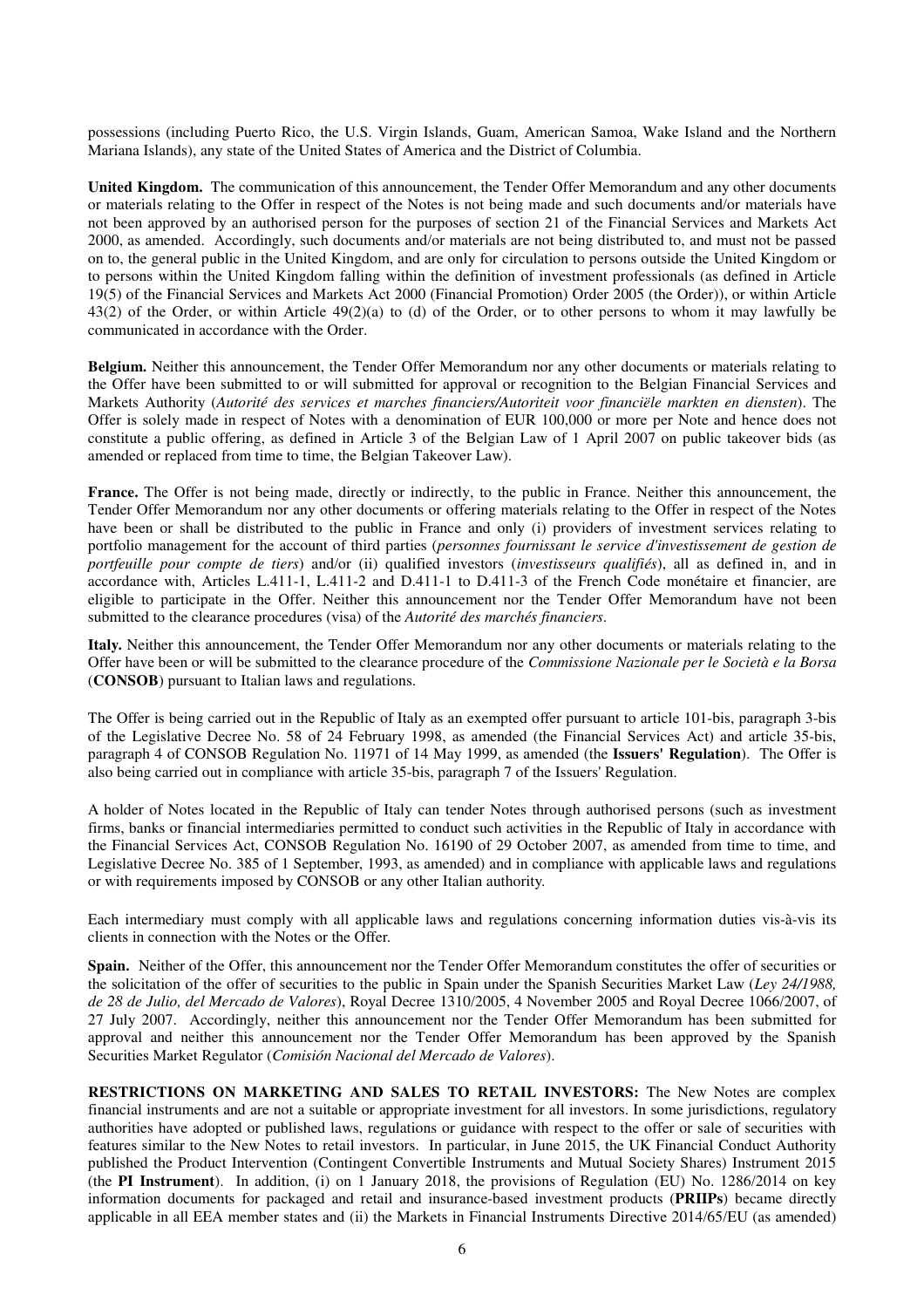possessions (including Puerto Rico, the U.S. Virgin Islands, Guam, American Samoa, Wake Island and the Northern Mariana Islands), any state of the United States of America and the District of Columbia.

**United Kingdom.** The communication of this announcement, the Tender Offer Memorandum and any other documents or materials relating to the Offer in respect of the Notes is not being made and such documents and/or materials have not been approved by an authorised person for the purposes of section 21 of the Financial Services and Markets Act 2000, as amended. Accordingly, such documents and/or materials are not being distributed to, and must not be passed on to, the general public in the United Kingdom, and are only for circulation to persons outside the United Kingdom or to persons within the United Kingdom falling within the definition of investment professionals (as defined in Article 19(5) of the Financial Services and Markets Act 2000 (Financial Promotion) Order 2005 (the Order)), or within Article 43(2) of the Order, or within Article 49(2)(a) to (d) of the Order, or to other persons to whom it may lawfully be communicated in accordance with the Order.

**Belgium.** Neither this announcement, the Tender Offer Memorandum nor any other documents or materials relating to the Offer have been submitted to or will submitted for approval or recognition to the Belgian Financial Services and Markets Authority (*Autorité des services et marches financiers/Autoriteit voor financiële markten en diensten*). The Offer is solely made in respect of Notes with a denomination of EUR 100,000 or more per Note and hence does not constitute a public offering, as defined in Article 3 of the Belgian Law of 1 April 2007 on public takeover bids (as amended or replaced from time to time, the Belgian Takeover Law).

**France.** The Offer is not being made, directly or indirectly, to the public in France. Neither this announcement, the Tender Offer Memorandum nor any other documents or offering materials relating to the Offer in respect of the Notes have been or shall be distributed to the public in France and only (i) providers of investment services relating to portfolio management for the account of third parties (*personnes fournissant le service d'investissement de gestion de portefeuille pour compte de tiers*) and/or (ii) qualified investors (*investisseurs qualifiés*), all as defined in, and in accordance with, Articles L.411-1, L.411-2 and D.411-1 to D.411-3 of the French Code monétaire et financier, are eligible to participate in the Offer. Neither this announcement nor the Tender Offer Memorandum have not been submitted to the clearance procedures (visa) of the *Autorité des marchés financiers*.

**Italy.** Neither this announcement, the Tender Offer Memorandum nor any other documents or materials relating to the Offer have been or will be submitted to the clearance procedure of the *Commissione Nazionale per le Società e la Borsa* (**CONSOB**) pursuant to Italian laws and regulations.

The Offer is being carried out in the Republic of Italy as an exempted offer pursuant to article 101-bis, paragraph 3-bis of the Legislative Decree No. 58 of 24 February 1998, as amended (the Financial Services Act) and article 35-bis, paragraph 4 of CONSOB Regulation No. 11971 of 14 May 1999, as amended (the **Issuers' Regulation**). The Offer is also being carried out in compliance with article 35-bis, paragraph 7 of the Issuers' Regulation.

A holder of Notes located in the Republic of Italy can tender Notes through authorised persons (such as investment firms, banks or financial intermediaries permitted to conduct such activities in the Republic of Italy in accordance with the Financial Services Act, CONSOB Regulation No. 16190 of 29 October 2007, as amended from time to time, and Legislative Decree No. 385 of 1 September, 1993, as amended) and in compliance with applicable laws and regulations or with requirements imposed by CONSOB or any other Italian authority.

Each intermediary must comply with all applicable laws and regulations concerning information duties vis-à-vis its clients in connection with the Notes or the Offer.

**Spain.** Neither of the Offer, this announcement nor the Tender Offer Memorandum constitutes the offer of securities or the solicitation of the offer of securities to the public in Spain under the Spanish Securities Market Law (*Ley 24/1988, de 28 de Julio, del Mercado de Valores*), Royal Decree 1310/2005, 4 November 2005 and Royal Decree 1066/2007, of 27 July 2007. Accordingly, neither this announcement nor the Tender Offer Memorandum has been submitted for approval and neither this announcement nor the Tender Offer Memorandum has been approved by the Spanish Securities Market Regulator (*Comisión Nacional del Mercado de Valores*).

**RESTRICTIONS ON MARKETING AND SALES TO RETAIL INVESTORS:** The New Notes are complex financial instruments and are not a suitable or appropriate investment for all investors. In some jurisdictions, regulatory authorities have adopted or published laws, regulations or guidance with respect to the offer or sale of securities with features similar to the New Notes to retail investors. In particular, in June 2015, the UK Financial Conduct Authority published the Product Intervention (Contingent Convertible Instruments and Mutual Society Shares) Instrument 2015 (the **PI Instrument**). In addition, (i) on 1 January 2018, the provisions of Regulation (EU) No. 1286/2014 on key information documents for packaged and retail and insurance-based investment products (**PRIIPs**) became directly applicable in all EEA member states and (ii) the Markets in Financial Instruments Directive 2014/65/EU (as amended)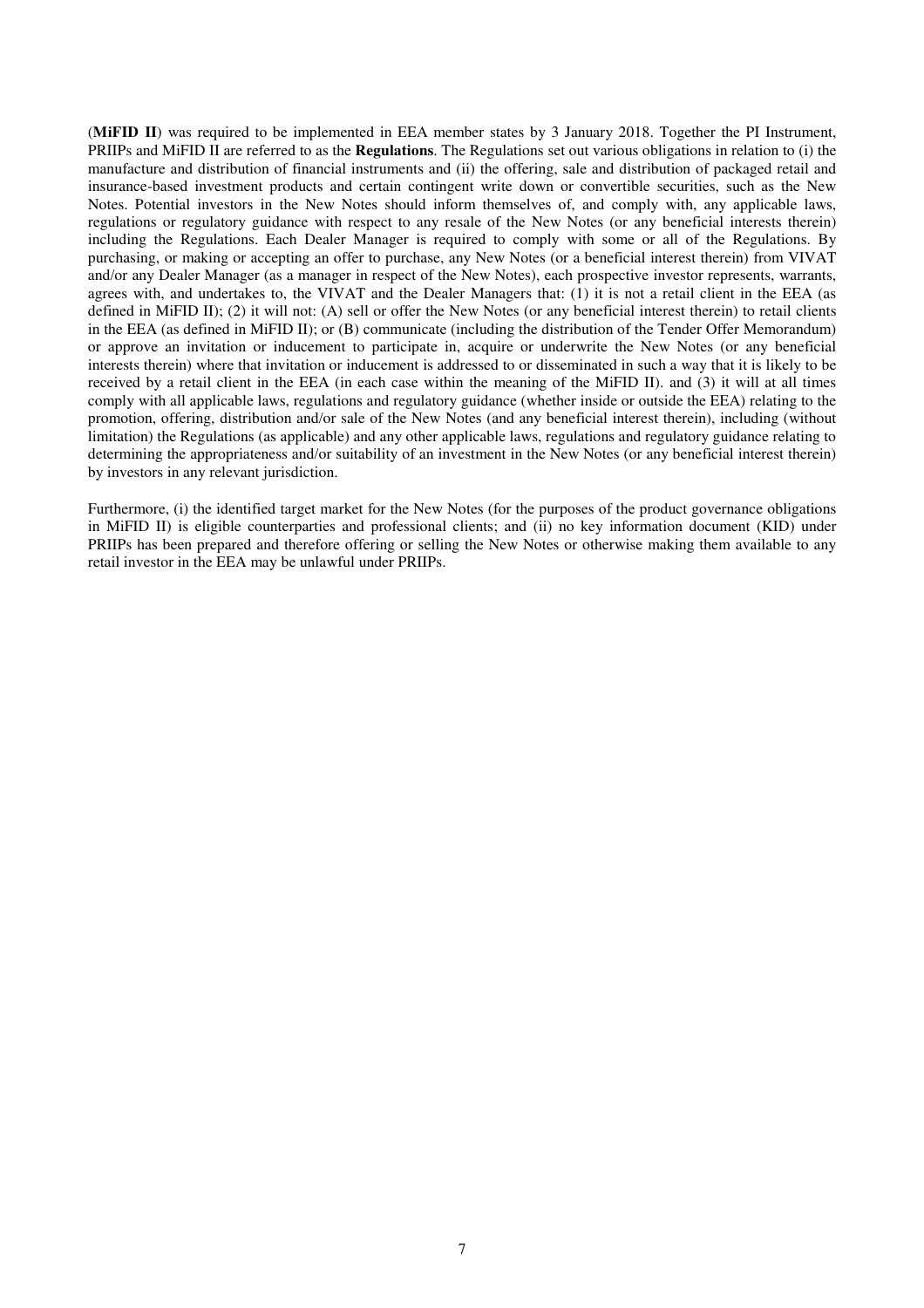(**MiFID II**) was required to be implemented in EEA member states by 3 January 2018. Together the PI Instrument, PRIIPs and MiFID II are referred to as the **Regulations**. The Regulations set out various obligations in relation to (i) the manufacture and distribution of financial instruments and (ii) the offering, sale and distribution of packaged retail and insurance-based investment products and certain contingent write down or convertible securities, such as the New Notes. Potential investors in the New Notes should inform themselves of, and comply with, any applicable laws, regulations or regulatory guidance with respect to any resale of the New Notes (or any beneficial interests therein) including the Regulations. Each Dealer Manager is required to comply with some or all of the Regulations. By purchasing, or making or accepting an offer to purchase, any New Notes (or a beneficial interest therein) from VIVAT and/or any Dealer Manager (as a manager in respect of the New Notes), each prospective investor represents, warrants, agrees with, and undertakes to, the VIVAT and the Dealer Managers that: (1) it is not a retail client in the EEA (as defined in MiFID II); (2) it will not: (A) sell or offer the New Notes (or any beneficial interest therein) to retail clients in the EEA (as defined in MiFID II); or (B) communicate (including the distribution of the Tender Offer Memorandum) or approve an invitation or inducement to participate in, acquire or underwrite the New Notes (or any beneficial interests therein) where that invitation or inducement is addressed to or disseminated in such a way that it is likely to be received by a retail client in the EEA (in each case within the meaning of the MiFID II). and (3) it will at all times comply with all applicable laws, regulations and regulatory guidance (whether inside or outside the EEA) relating to the promotion, offering, distribution and/or sale of the New Notes (and any beneficial interest therein), including (without limitation) the Regulations (as applicable) and any other applicable laws, regulations and regulatory guidance relating to determining the appropriateness and/or suitability of an investment in the New Notes (or any beneficial interest therein) by investors in any relevant jurisdiction.

Furthermore, (i) the identified target market for the New Notes (for the purposes of the product governance obligations in MiFID II) is eligible counterparties and professional clients; and (ii) no key information document (KID) under PRIIPs has been prepared and therefore offering or selling the New Notes or otherwise making them available to any retail investor in the EEA may be unlawful under PRIIPs.